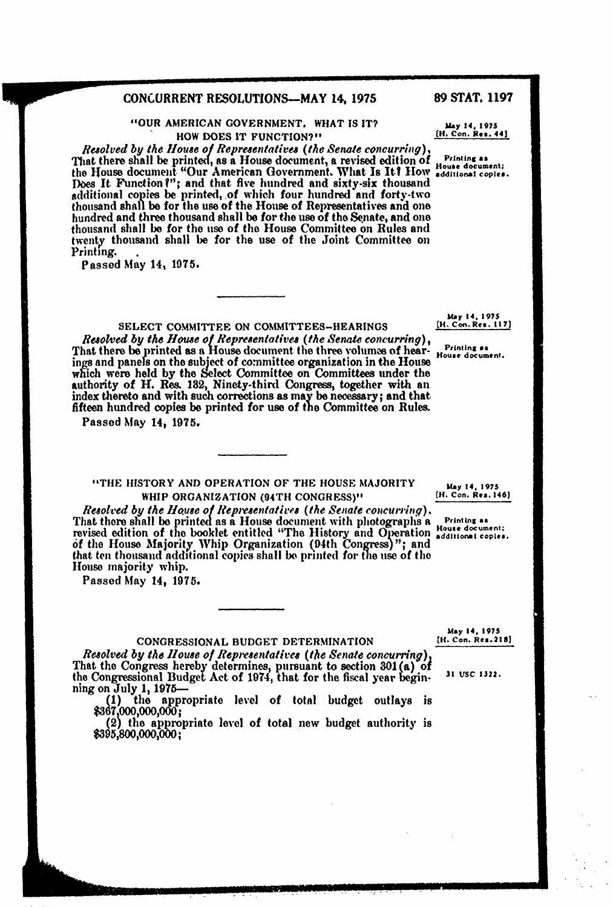## "OUR AMERICAN GOVERNMENT. WHAT IS IT? HOW DOES IT FUNCTION?"

May 14, 1975 [H. Con. Res. 44]

Printing as House document; additional copies.

*Resolved by the House of Representatives (the Senate concurring)*, That there shall be printed, as a House document, a revised edition of the House document "Our American Government. What Is It? How Does It Function?"; and that five hundred and sixty-six thousand additional copies be printed, of which four hundred and forty-two thousand shall be for the use of the House of Representatives and one hundred and three thousand shall be for the use of the Senate, and one thousand shall be for the use of the House Committee on Rules and twenty thousand shall be for the use of the Joint Committee on Printing.

Passed May 14, 1975.

---

## SELECT COMMITTEE ON COMMITTEES–HEARINGS

May 14, 1975 [H. Con. Res. 117]

Printing as House document.

*Resolved by the House of Representatives (the Senate concurring)*, That there be printed as a House document the three volumes of hearings and panels on the subject of committee organization in the House which were held by the Select Committee on Committees under the authority of H. Res. 132, Ninety-third Congress, together with an index thereto and with such corrections as may be necessary; and that fifteen hundred copies be printed for use of the Committee on Rules.

Passed May 14, 1975.

---

## "THE HISTORY AND OPERATION OF THE HOUSE MAJORITY WHIP ORGANIZATION (94TH CONGRESS)"

May 14, 1975 [H. Con. Res. 146]

Printing as House document; additional copies.

*Resolved by the House of Representatives (the Senate concurring)*, That there shall be printed as a House document with photographs a revised edition of the booklet entitled "The History and Operation of the House Majority Whip Organization (94th Congress)"; and that ten thousand additional copies shall be printed for the use of the House majority whip.

Passed May 14, 1975.

---

## CONGRESSIONAL BUDGET DETERMINATION

May 14, 1975 [H. Con. Res. 218]

*Resolved by the House of Representatives (the Senate concurring)*, That the Congress hereby determines, pursuant to section 301(a) of the Congressional Budget Act of 1974, that for the fiscal year beginning on July 1, 1975—

31 USC 1322.

(1) the appropriate level of total budget outlays is $367,000,000,000;

(2) the appropriate level of total new budget authority is $395,800,000,000;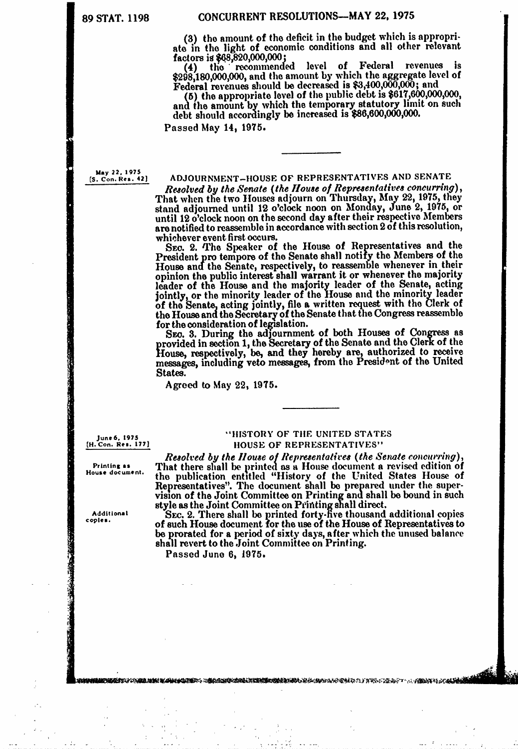(3) the amount of the deficit in the budget which is appropriate in the light of economic conditions and all other relevant factors is $68,820,000,000;

(4) the recommended level of Federal revenues is $298,180,000,000, and the amount by which the aggregate level of Federal revenues should be decreased is $3,400,000,000; and

(5) the appropriate level of the public debt is $617,600,000,000, and the amount by which the temporary statutory limit on such debt should accordingly be increased is $86,600,000,000.

Passed May 14, 1975.

---

May 22, 1975
[S. Con. Res. 42]

## ADJOURNMENT—HOUSE OF REPRESENTATIVES AND SENATE

*Resolved by the Senate (the House of Representatives concurring)*, That when the two Houses adjourn on Thursday, May 22, 1975, they stand adjourned until 12 o'clock noon on Monday, June 2, 1975, or until 12 o'clock noon on the second day after their respective Members are notified to reassemble in accordance with section 2 of this resolution, whichever event first occurs.

SEC. 2. The Speaker of the House of Representatives and the President pro tempore of the Senate shall notify the Members of the House and the Senate, respectively, to reassemble whenever in their opinion the public interest shall warrant it or whenever the majority leader of the House and the majority leader of the Senate, acting jointly, or the minority leader of the House and the minority leader of the Senate, acting jointly, file a written request with the Clerk of the House and the Secretary of the Senate that the Congress reassemble for the consideration of legislation.

SEC. 3. During the adjournment of both Houses of Congress as provided in section 1, the Secretary of the Senate and the Clerk of the House, respectively, be, and they hereby are, authorized to receive messages, including veto messages, from the President of the United States.

Agreed to May 22, 1975.

---

June 6, 1975
[H. Con. Res. 177]

## "HISTORY OF THE UNITED STATES HOUSE OF REPRESENTATIVES"

Printing as House document.

*Resolved by the House of Representatives (the Senate concurring)*, That there shall be printed as a House document a revised edition of the publication entitled "History of the United States House of Representatives". The document shall be prepared under the supervision of the Joint Committee on Printing and shall be bound in such style as the Joint Committee on Printing shall direct.

Additional copies.

SEC. 2. There shall be printed forty-five thousand additional copies of such House document for the use of the House of Representatives to be prorated for a period of sixty days, after which the unused balance shall revert to the Joint Committee on Printing.

Passed June 6, 1975.